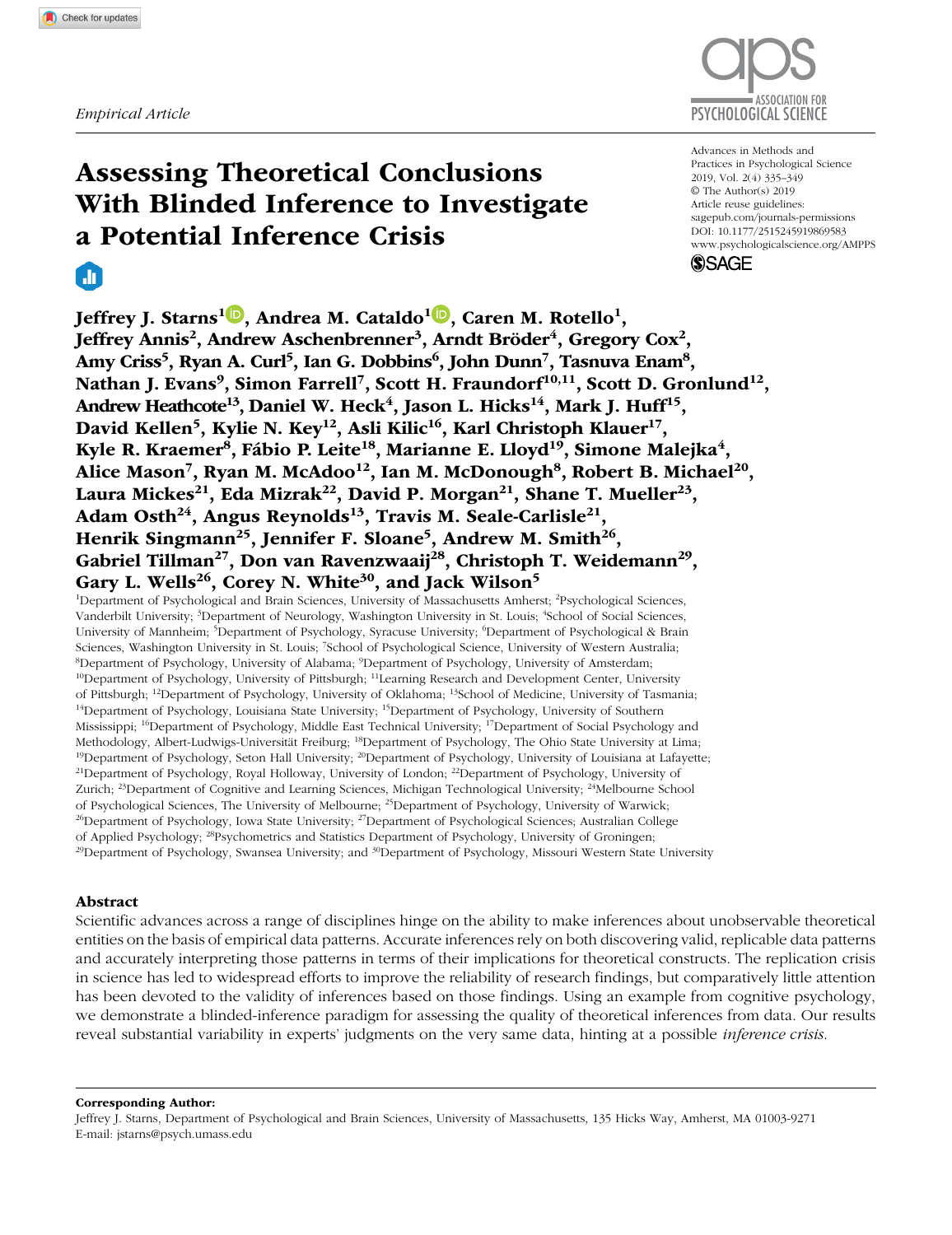*Empirical Article*

# Assessing Theoretical Conclusions With Blinded Inference to Investigate a Potential Inference Crisis

Advances in Methods and Practices in Psychological Science
2019, Vol. 2(4) 335–349
© The Author(s) 2019
Article reuse guidelines: sagepub.com/journals-permissions
DOI: 10.1177/2515245919869583
www.psychologicalscience.org/AMPPS

**Jeffrey J. Starns[1], Andrea M. Cataldo[1], Caren M. Rotello[1], Jeffrey Annis[2], Andrew Aschenbrenner[3], Arndt Bröder[4], Gregory Cox[2], Amy Criss[5], Ryan A. Curl[5], Ian G. Dobbins[6], John Dunn[7], Tasnuva Enam[8], Nathan J. Evans[9], Simon Farrell[7], Scott H. Fraundorf[10,11], Scott D. Gronlund[12], Andrew Heathcote[13], Daniel W. Heck[4], Jason L. Hicks[14], Mark J. Huff[15], David Kellen[5], Kylie N. Key[12], Asli Kilic[16], Karl Christoph Klauer[17], Kyle R. Kraemer[8], Fábio P. Leite[18], Marianne E. Lloyd[19], Simone Malejka[4], Alice Mason[7], Ryan M. McAdoo[12], Ian M. McDonough[8], Robert B. Michael[20], Laura Mickes[21], Eda Mizrak[22], David P. Morgan[21], Shane T. Mueller[23], Adam Osth[24], Angus Reynolds[13], Travis M. Seale-Carlisle[21], Henrik Singmann[25], Jennifer F. Sloane[5], Andrew M. Smith[26], Gabriel Tillman[27], Don van Ravenzwaaij[28], Christoph T. Weidemann[29], Gary L. Wells[26], Corey N. White[30], and Jack Wilson[5]**

[1]Department of Psychological and Brain Sciences, University of Massachusetts Amherst; [2]Psychological Sciences, Vanderbilt University; [3]Department of Neurology, Washington University in St. Louis; [4]School of Social Sciences, University of Mannheim; [5]Department of Psychology, Syracuse University; [6]Department of Psychological & Brain Sciences, Washington University in St. Louis; [7]School of Psychological Science, University of Western Australia; [8]Department of Psychology, University of Alabama; [9]Department of Psychology, University of Amsterdam; [10]Department of Psychology, University of Pittsburgh; [11]Learning Research and Development Center, University of Pittsburgh; [12]Department of Psychology, University of Oklahoma; [13]School of Medicine, University of Tasmania; [14]Department of Psychology, Louisiana State University; [15]Department of Psychology, University of Southern Mississippi; [16]Department of Psychology, Middle East Technical University; [17]Department of Social Psychology and Methodology, Albert-Ludwigs-Universität Freiburg; [18]Department of Psychology, The Ohio State University at Lima; [19]Department of Psychology, Seton Hall University; [20]Department of Psychology, University of Louisiana at Lafayette; [21]Department of Psychology, Royal Holloway, University of London; [22]Department of Psychology, University of Zurich; [23]Department of Cognitive and Learning Sciences, Michigan Technological University; [24]Melbourne School of Psychological Sciences, The University of Melbourne; [25]Department of Psychology, University of Warwick; [26]Department of Psychology, Iowa State University; [27]Department of Psychological Sciences; Australian College of Applied Psychology; [28]Psychometrics and Statistics Department of Psychology, University of Groningen; [29]Department of Psychology, Swansea University; and [30]Department of Psychology, Missouri Western State University

## Abstract

Scientific advances across a range of disciplines hinge on the ability to make inferences about unobservable theoretical entities on the basis of empirical data patterns. Accurate inferences rely on both discovering valid, replicable data patterns and accurately interpreting those patterns in terms of their implications for theoretical constructs. The replication crisis in science has led to widespread efforts to improve the reliability of research findings, but comparatively little attention has been devoted to the validity of inferences based on those findings. Using an example from cognitive psychology, we demonstrate a blinded-inference paradigm for assessing the quality of theoretical inferences from data. Our results reveal substantial variability in experts' judgments on the very same data, hinting at a possible *inference crisis*.

**Corresponding Author:**
Jeffrey J. Starns, Department of Psychological and Brain Sciences, University of Massachusetts, 135 Hicks Way, Amherst, MA 01003-9271
E-mail: jstarns@psych.umass.edu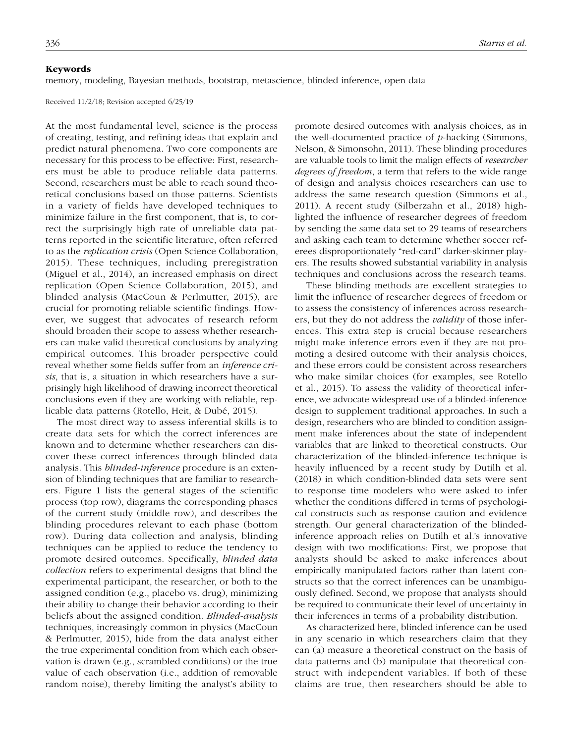## Keywords

memory, modeling, Bayesian methods, bootstrap, metascience, blinded inference, open data

Received 11/2/18; Revision accepted 6/25/19

At the most fundamental level, science is the process of creating, testing, and refining ideas that explain and predict natural phenomena. Two core components are necessary for this process to be effective: First, researchers must be able to produce reliable data patterns. Second, researchers must be able to reach sound theoretical conclusions based on those patterns. Scientists in a variety of fields have developed techniques to minimize failure in the first component, that is, to correct the surprisingly high rate of unreliable data patterns reported in the scientific literature, often referred to as the *replication crisis* (Open Science Collaboration, 2015). These techniques, including preregistration (Miguel et al., 2014), an increased emphasis on direct replication (Open Science Collaboration, 2015), and blinded analysis (MacCoun & Perlmutter, 2015), are crucial for promoting reliable scientific findings. However, we suggest that advocates of research reform should broaden their scope to assess whether researchers can make valid theoretical conclusions by analyzing empirical outcomes. This broader perspective could reveal whether some fields suffer from an *inference crisis*, that is, a situation in which researchers have a surprisingly high likelihood of drawing incorrect theoretical conclusions even if they are working with reliable, replicable data patterns (Rotello, Heit, & Dubé, 2015).

The most direct way to assess inferential skills is to create data sets for which the correct inferences are known and to determine whether researchers can discover these correct inferences through blinded data analysis. This *blinded-inference* procedure is an extension of blinding techniques that are familiar to researchers. Figure 1 lists the general stages of the scientific process (top row), diagrams the corresponding phases of the current study (middle row), and describes the blinding procedures relevant to each phase (bottom row). During data collection and analysis, blinding techniques can be applied to reduce the tendency to promote desired outcomes. Specifically, *blinded data collection* refers to experimental designs that blind the experimental participant, the researcher, or both to the assigned condition (e.g., placebo vs. drug), minimizing their ability to change their behavior according to their beliefs about the assigned condition. *Blinded-analysis* techniques, increasingly common in physics (MacCoun & Perlmutter, 2015), hide from the data analyst either the true experimental condition from which each observation is drawn (e.g., scrambled conditions) or the true value of each observation (i.e., addition of removable random noise), thereby limiting the analyst's ability to promote desired outcomes with analysis choices, as in the well-documented practice of *p*-hacking (Simmons, Nelson, & Simonsohn, 2011). These blinding procedures are valuable tools to limit the malign effects of *researcher degrees of freedom*, a term that refers to the wide range of design and analysis choices researchers can use to address the same research question (Simmons et al., 2011). A recent study (Silberzahn et al., 2018) highlighted the influence of researcher degrees of freedom by sending the same data set to 29 teams of researchers and asking each team to determine whether soccer referees disproportionately "red-card" darker-skinner players. The results showed substantial variability in analysis techniques and conclusions across the research teams.

These blinding methods are excellent strategies to limit the influence of researcher degrees of freedom or to assess the consistency of inferences across researchers, but they do not address the *validity* of those inferences. This extra step is crucial because researchers might make inference errors even if they are not promoting a desired outcome with their analysis choices, and these errors could be consistent across researchers who make similar choices (for examples, see Rotello et al., 2015). To assess the validity of theoretical inference, we advocate widespread use of a blinded-inference design to supplement traditional approaches. In such a design, researchers who are blinded to condition assignment make inferences about the state of independent variables that are linked to theoretical constructs. Our characterization of the blinded-inference technique is heavily influenced by a recent study by Dutilh et al. (2018) in which condition-blinded data sets were sent to response time modelers who were asked to infer whether the conditions differed in terms of psychological constructs such as response caution and evidence strength. Our general characterization of the blinded-inference approach relies on Dutilh et al.'s innovative design with two modifications: First, we propose that analysts should be asked to make inferences about empirically manipulated factors rather than latent constructs so that the correct inferences can be unambiguously defined. Second, we propose that analysts should be required to communicate their level of uncertainty in their inferences in terms of a probability distribution.

As characterized here, blinded inference can be used in any scenario in which researchers claim that they can (a) measure a theoretical construct on the basis of data patterns and (b) manipulate that theoretical construct with independent variables. If both of these claims are true, then researchers should be able to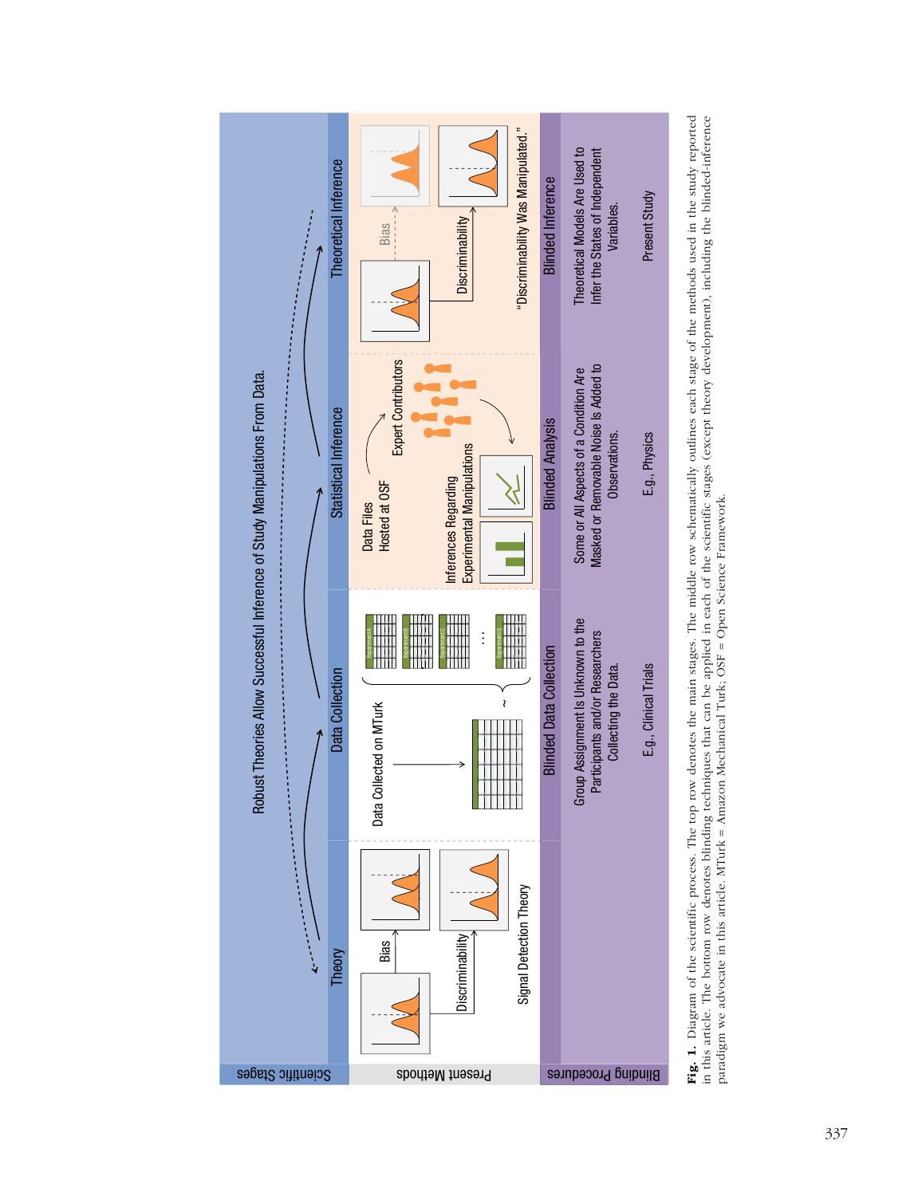**Fig. 1.** Diagram of the scientific process. The top row denotes the main stages. The middle row schematically outlines each stage of the methods used in the study reported in this article. The bottom row denotes blinding techniques that can be applied in each of the scientific stages (except theory development), including the blinded-inference paradigm we advocate in this article. MTurk = Amazon Mechanical Turk; OSF = Open Science Framework.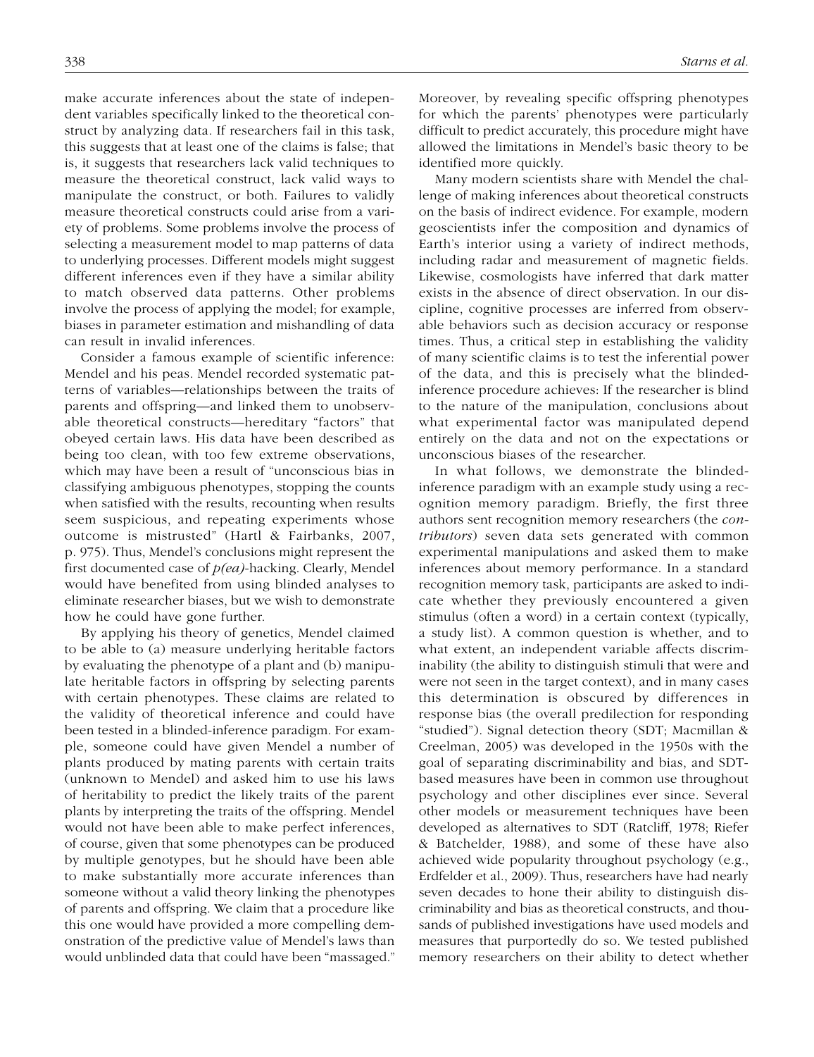make accurate inferences about the state of independent variables specifically linked to the theoretical construct by analyzing data. If researchers fail in this task, this suggests that at least one of the claims is false; that is, it suggests that researchers lack valid techniques to measure the theoretical construct, lack valid ways to manipulate the construct, or both. Failures to validly measure theoretical constructs could arise from a variety of problems. Some problems involve the process of selecting a measurement model to map patterns of data to underlying processes. Different models might suggest different inferences even if they have a similar ability to match observed data patterns. Other problems involve the process of applying the model; for example, biases in parameter estimation and mishandling of data can result in invalid inferences.

Consider a famous example of scientific inference: Mendel and his peas. Mendel recorded systematic patterns of variables—relationships between the traits of parents and offspring—and linked them to unobservable theoretical constructs—hereditary "factors" that obeyed certain laws. His data have been described as being too clean, with too few extreme observations, which may have been a result of "unconscious bias in classifying ambiguous phenotypes, stopping the counts when satisfied with the results, recounting when results seem suspicious, and repeating experiments whose outcome is mistrusted" (Hartl & Fairbanks, 2007, p. 975). Thus, Mendel's conclusions might represent the first documented case of *p(ea)*-hacking. Clearly, Mendel would have benefited from using blinded analyses to eliminate researcher biases, but we wish to demonstrate how he could have gone further.

By applying his theory of genetics, Mendel claimed to be able to (a) measure underlying heritable factors by evaluating the phenotype of a plant and (b) manipulate heritable factors in offspring by selecting parents with certain phenotypes. These claims are related to the validity of theoretical inference and could have been tested in a blinded-inference paradigm. For example, someone could have given Mendel a number of plants produced by mating parents with certain traits (unknown to Mendel) and asked him to use his laws of heritability to predict the likely traits of the parent plants by interpreting the traits of the offspring. Mendel would not have been able to make perfect inferences, of course, given that some phenotypes can be produced by multiple genotypes, but he should have been able to make substantially more accurate inferences than someone without a valid theory linking the phenotypes of parents and offspring. We claim that a procedure like this one would have provided a more compelling demonstration of the predictive value of Mendel's laws than would unblinded data that could have been "massaged." Moreover, by revealing specific offspring phenotypes for which the parents' phenotypes were particularly difficult to predict accurately, this procedure might have allowed the limitations in Mendel's basic theory to be identified more quickly.

Many modern scientists share with Mendel the challenge of making inferences about theoretical constructs on the basis of indirect evidence. For example, modern geoscientists infer the composition and dynamics of Earth's interior using a variety of indirect methods, including radar and measurement of magnetic fields. Likewise, cosmologists have inferred that dark matter exists in the absence of direct observation. In our discipline, cognitive processes are inferred from observable behaviors such as decision accuracy or response times. Thus, a critical step in establishing the validity of many scientific claims is to test the inferential power of the data, and this is precisely what the blinded-inference procedure achieves: If the researcher is blind to the nature of the manipulation, conclusions about what experimental factor was manipulated depend entirely on the data and not on the expectations or unconscious biases of the researcher.

In what follows, we demonstrate the blinded-inference paradigm with an example study using a recognition memory paradigm. Briefly, the first three authors sent recognition memory researchers (the *contributors*) seven data sets generated with common experimental manipulations and asked them to make inferences about memory performance. In a standard recognition memory task, participants are asked to indicate whether they previously encountered a given stimulus (often a word) in a certain context (typically, a study list). A common question is whether, and to what extent, an independent variable affects discriminability (the ability to distinguish stimuli that were and were not seen in the target context), and in many cases this determination is obscured by differences in response bias (the overall predilection for responding "studied"). Signal detection theory (SDT; Macmillan & Creelman, 2005) was developed in the 1950s with the goal of separating discriminability and bias, and SDT-based measures have been in common use throughout psychology and other disciplines ever since. Several other models or measurement techniques have been developed as alternatives to SDT (Ratcliff, 1978; Riefer & Batchelder, 1988), and some of these have also achieved wide popularity throughout psychology (e.g., Erdfelder et al., 2009). Thus, researchers have had nearly seven decades to hone their ability to distinguish discriminability and bias as theoretical constructs, and thousands of published investigations have used models and measures that purportedly do so. We tested published memory researchers on their ability to detect whether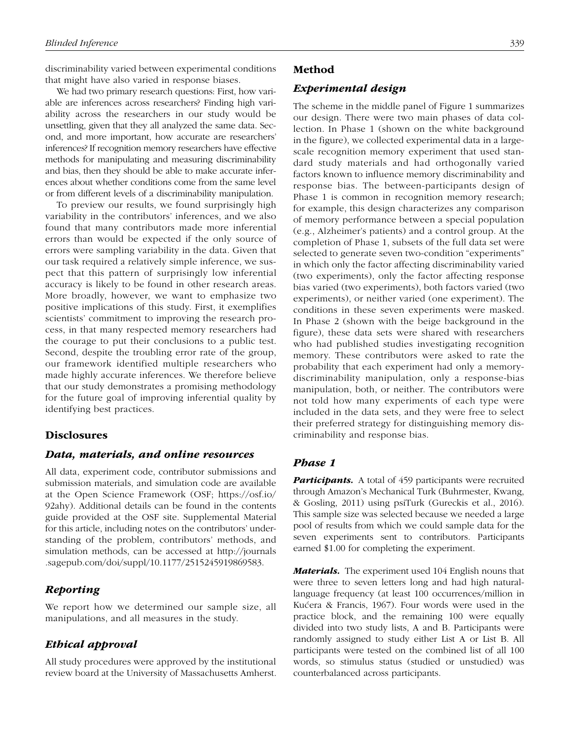discriminability varied between experimental conditions that might have also varied in response biases.

We had two primary research questions: First, how variable are inferences across researchers? Finding high variability across the researchers in our study would be unsettling, given that they all analyzed the same data. Second, and more important, how accurate are researchers' inferences? If recognition memory researchers have effective methods for manipulating and measuring discriminability and bias, then they should be able to make accurate inferences about whether conditions come from the same level or from different levels of a discriminability manipulation.

To preview our results, we found surprisingly high variability in the contributors' inferences, and we also found that many contributors made more inferential errors than would be expected if the only source of errors were sampling variability in the data. Given that our task required a relatively simple inference, we suspect that this pattern of surprisingly low inferential accuracy is likely to be found in other research areas. More broadly, however, we want to emphasize two positive implications of this study. First, it exemplifies scientists' commitment to improving the research process, in that many respected memory researchers had the courage to put their conclusions to a public test. Second, despite the troubling error rate of the group, our framework identified multiple researchers who made highly accurate inferences. We therefore believe that our study demonstrates a promising methodology for the future goal of improving inferential quality by identifying best practices.

## Disclosures

### *Data, materials, and online resources*

All data, experiment code, contributor submissions and submission materials, and simulation code are available at the Open Science Framework (OSF; https://osf.io/92ahy). Additional details can be found in the contents guide provided at the OSF site. Supplemental Material for this article, including notes on the contributors' understanding of the problem, contributors' methods, and simulation methods, can be accessed at http://journals.sagepub.com/doi/suppl/10.1177/2515245919869583.

### *Reporting*

We report how we determined our sample size, all manipulations, and all measures in the study.

### *Ethical approval*

All study procedures were approved by the institutional review board at the University of Massachusetts Amherst.

## Method

### *Experimental design*

The scheme in the middle panel of Figure 1 summarizes our design. There were two main phases of data collection. In Phase 1 (shown on the white background in the figure), we collected experimental data in a large-scale recognition memory experiment that used standard study materials and had orthogonally varied factors known to influence memory discriminability and response bias. The between-participants design of Phase 1 is common in recognition memory research; for example, this design characterizes any comparison of memory performance between a special population (e.g., Alzheimer's patients) and a control group. At the completion of Phase 1, subsets of the full data set were selected to generate seven two-condition "experiments" in which only the factor affecting discriminability varied (two experiments), only the factor affecting response bias varied (two experiments), both factors varied (two experiments), or neither varied (one experiment). The conditions in these seven experiments were masked. In Phase 2 (shown with the beige background in the figure), these data sets were shared with researchers who had published studies investigating recognition memory. These contributors were asked to rate the probability that each experiment had only a memory-discriminability manipulation, only a response-bias manipulation, both, or neither. The contributors were not told how many experiments of each type were included in the data sets, and they were free to select their preferred strategy for distinguishing memory discriminability and response bias.

### *Phase 1*

***Participants.*** A total of 459 participants were recruited through Amazon's Mechanical Turk (Buhrmester, Kwang, & Gosling, 2011) using psiTurk (Gureckis et al., 2016). This sample size was selected because we needed a large pool of results from which we could sample data for the seven experiments sent to contributors. Participants earned $1.00 for completing the experiment.

***Materials.*** The experiment used 104 English nouns that were three to seven letters long and had high natural-language frequency (at least 100 occurrences/million in Kučera & Francis, 1967). Four words were used in the practice block, and the remaining 100 were equally divided into two study lists, A and B. Participants were randomly assigned to study either List A or List B. All participants were tested on the combined list of all 100 words, so stimulus status (studied or unstudied) was counterbalanced across participants.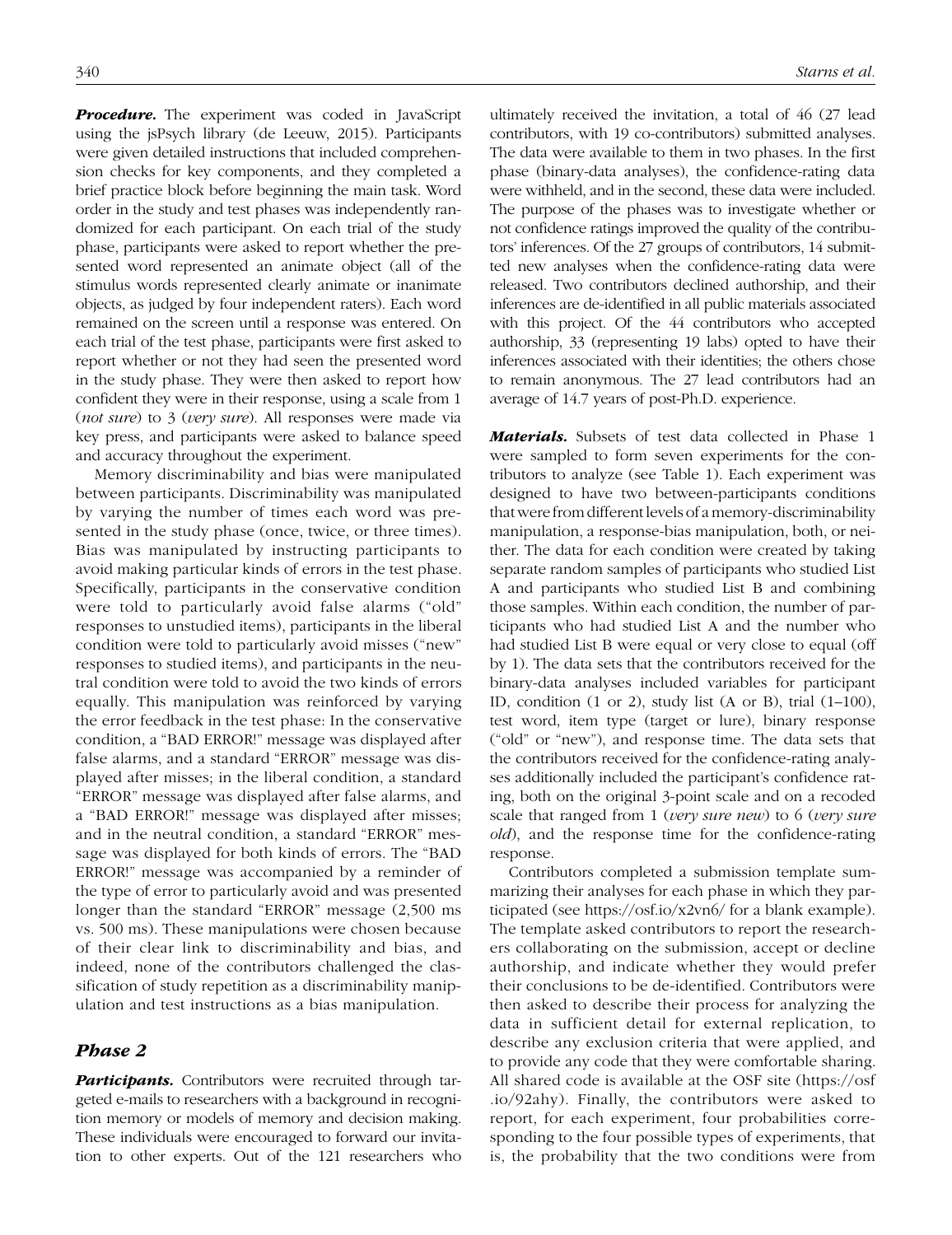***Procedure.*** The experiment was coded in JavaScript using the jsPsych library (de Leeuw, 2015). Participants were given detailed instructions that included comprehension checks for key components, and they completed a brief practice block before beginning the main task. Word order in the study and test phases was independently randomized for each participant. On each trial of the study phase, participants were asked to report whether the presented word represented an animate object (all of the stimulus words represented clearly animate or inanimate objects, as judged by four independent raters). Each word remained on the screen until a response was entered. On each trial of the test phase, participants were first asked to report whether or not they had seen the presented word in the study phase. They were then asked to report how confident they were in their response, using a scale from 1 (*not sure*) to 3 (*very sure*). All responses were made via key press, and participants were asked to balance speed and accuracy throughout the experiment.

Memory discriminability and bias were manipulated between participants. Discriminability was manipulated by varying the number of times each word was presented in the study phase (once, twice, or three times). Bias was manipulated by instructing participants to avoid making particular kinds of errors in the test phase. Specifically, participants in the conservative condition were told to particularly avoid false alarms ("old" responses to unstudied items), participants in the liberal condition were told to particularly avoid misses ("new" responses to studied items), and participants in the neutral condition were told to avoid the two kinds of errors equally. This manipulation was reinforced by varying the error feedback in the test phase: In the conservative condition, a "BAD ERROR!" message was displayed after false alarms, and a standard "ERROR" message was displayed after misses; in the liberal condition, a standard "ERROR" message was displayed after false alarms, and a "BAD ERROR!" message was displayed after misses; and in the neutral condition, a standard "ERROR" message was displayed for both kinds of errors. The "BAD ERROR!" message was accompanied by a reminder of the type of error to particularly avoid and was presented longer than the standard "ERROR" message (2,500 ms vs. 500 ms). These manipulations were chosen because of their clear link to discriminability and bias, and indeed, none of the contributors challenged the classification of study repetition as a discriminability manipulation and test instructions as a bias manipulation.

## Phase 2

***Participants.*** Contributors were recruited through targeted e-mails to researchers with a background in recognition memory or models of memory and decision making. These individuals were encouraged to forward our invitation to other experts. Out of the 121 researchers who ultimately received the invitation, a total of 46 (27 lead contributors, with 19 co-contributors) submitted analyses. The data were available to them in two phases. In the first phase (binary-data analyses), the confidence-rating data were withheld, and in the second, these data were included. The purpose of the phases was to investigate whether or not confidence ratings improved the quality of the contributors' inferences. Of the 27 groups of contributors, 14 submitted new analyses when the confidence-rating data were released. Two contributors declined authorship, and their inferences are de-identified in all public materials associated with this project. Of the 44 contributors who accepted authorship, 33 (representing 19 labs) opted to have their inferences associated with their identities; the others chose to remain anonymous. The 27 lead contributors had an average of 14.7 years of post-Ph.D. experience.

***Materials.*** Subsets of test data collected in Phase 1 were sampled to form seven experiments for the contributors to analyze (see Table 1). Each experiment was designed to have two between-participants conditions that were from different levels of a memory-discriminability manipulation, a response-bias manipulation, both, or neither. The data for each condition were created by taking separate random samples of participants who studied List A and participants who studied List B and combining those samples. Within each condition, the number of participants who had studied List A and the number who had studied List B were equal or very close to equal (off by 1). The data sets that the contributors received for the binary-data analyses included variables for participant ID, condition (1 or 2), study list (A or B), trial (1–100), test word, item type (target or lure), binary response ("old" or "new"), and response time. The data sets that the contributors received for the confidence-rating analyses additionally included the participant's confidence rating, both on the original 3-point scale and on a recoded scale that ranged from 1 (*very sure new*) to 6 (*very sure old*), and the response time for the confidence-rating response.

Contributors completed a submission template summarizing their analyses for each phase in which they participated (see https://osf.io/x2vn6/ for a blank example). The template asked contributors to report the researchers collaborating on the submission, accept or decline authorship, and indicate whether they would prefer their conclusions to be de-identified. Contributors were then asked to describe their process for analyzing the data in sufficient detail for external replication, to describe any exclusion criteria that were applied, and to provide any code that they were comfortable sharing. All shared code is available at the OSF site (https://osf.io/92ahy). Finally, the contributors were asked to report, for each experiment, four probabilities corresponding to the four possible types of experiments, that is, the probability that the two conditions were from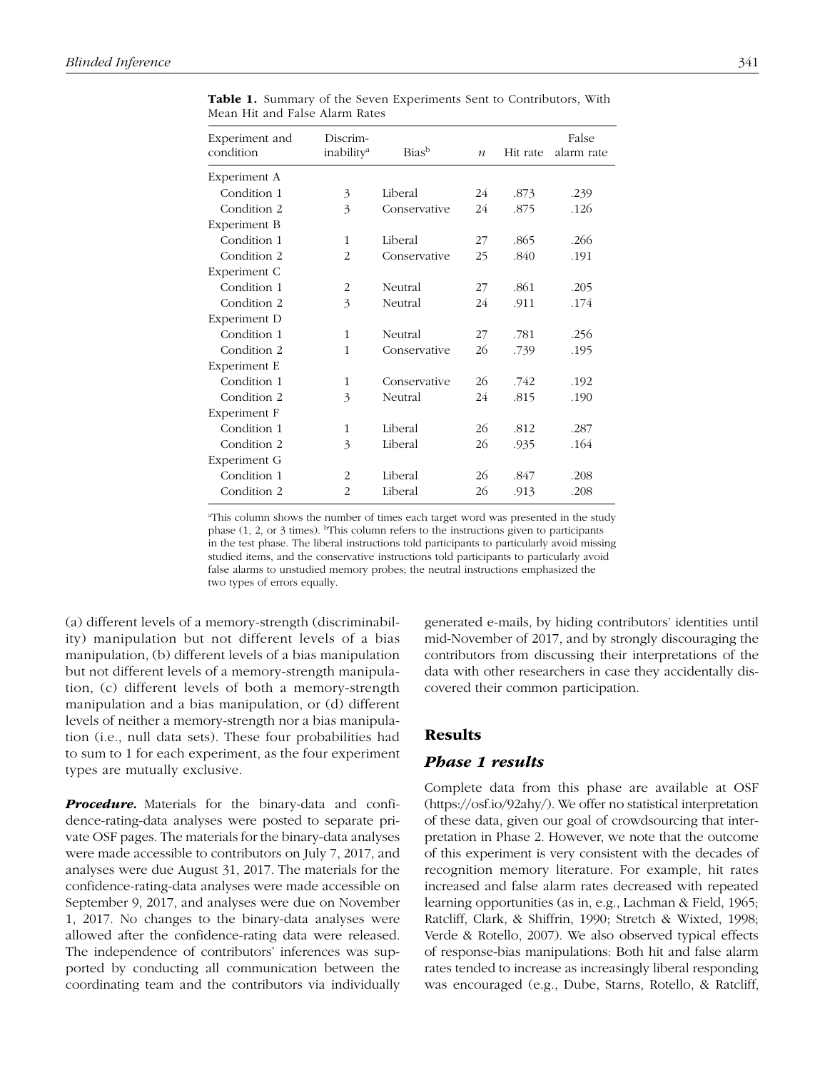**Table 1.** Summary of the Seven Experiments Sent to Contributors, With Mean Hit and False Alarm Rates

| Experiment and condition | Discriminability[a] | Bias[b] | $n$ | Hit rate | False alarm rate |
|---|---|---|---|---|---|
| Experiment A | | | | | |
| Condition 1 | 3 | Liberal | 24 | .873 | .239 |
| Condition 2 | 3 | Conservative | 24 | .875 | .126 |
| Experiment B | | | | | |
| Condition 1 | 1 | Liberal | 27 | .865 | .266 |
| Condition 2 | 2 | Conservative | 25 | .840 | .191 |
| Experiment C | | | | | |
| Condition 1 | 2 | Neutral | 27 | .861 | .205 |
| Condition 2 | 3 | Neutral | 24 | .911 | .174 |
| Experiment D | | | | | |
| Condition 1 | 1 | Neutral | 27 | .781 | .256 |
| Condition 2 | 1 | Conservative | 26 | .739 | .195 |
| Experiment E | | | | | |
| Condition 1 | 1 | Conservative | 26 | .742 | .192 |
| Condition 2 | 3 | Neutral | 24 | .815 | .190 |
| Experiment F | | | | | |
| Condition 1 | 1 | Liberal | 26 | .812 | .287 |
| Condition 2 | 3 | Liberal | 26 | .935 | .164 |
| Experiment G | | | | | |
| Condition 1 | 2 | Liberal | 26 | .847 | .208 |
| Condition 2 | 2 | Liberal | 26 | .913 | .208 |

[a]This column shows the number of times each target word was presented in the study phase (1, 2, or 3 times). [b]This column refers to the instructions given to participants in the test phase. The liberal instructions told participants to particularly avoid missing studied items, and the conservative instructions told participants to particularly avoid false alarms to unstudied memory probes; the neutral instructions emphasized the two types of errors equally.

(a) different levels of a memory-strength (discriminability) manipulation but not different levels of a bias manipulation, (b) different levels of a bias manipulation but not different levels of a memory-strength manipulation, (c) different levels of both a memory-strength manipulation and a bias manipulation, or (d) different levels of neither a memory-strength nor a bias manipulation (i.e., null data sets). These four probabilities had to sum to 1 for each experiment, as the four experiment types are mutually exclusive.

***Procedure.*** Materials for the binary-data and confidence-rating-data analyses were posted to separate private OSF pages. The materials for the binary-data analyses were made accessible to contributors on July 7, 2017, and analyses were due August 31, 2017. The materials for the confidence-rating-data analyses were made accessible on September 9, 2017, and analyses were due on November 1, 2017. No changes to the binary-data analyses were allowed after the confidence-rating data were released. The independence of contributors' inferences was supported by conducting all communication between the coordinating team and the contributors via individually generated e-mails, by hiding contributors' identities until mid-November of 2017, and by strongly discouraging the contributors from discussing their interpretations of the data with other researchers in case they accidentally discovered their common participation.

## Results

### *Phase 1 results*

Complete data from this phase are available at OSF (https://osf.io/92ahy/). We offer no statistical interpretation of these data, given our goal of crowdsourcing that interpretation in Phase 2. However, we note that the outcome of this experiment is very consistent with the decades of recognition memory literature. For example, hit rates increased and false alarm rates decreased with repeated learning opportunities (as in, e.g., Lachman & Field, 1965; Ratcliff, Clark, & Shiffrin, 1990; Stretch & Wixted, 1998; Verde & Rotello, 2007). We also observed typical effects of response-bias manipulations: Both hit and false alarm rates tended to increase as increasingly liberal responding was encouraged (e.g., Dube, Starns, Rotello, & Ratcliff,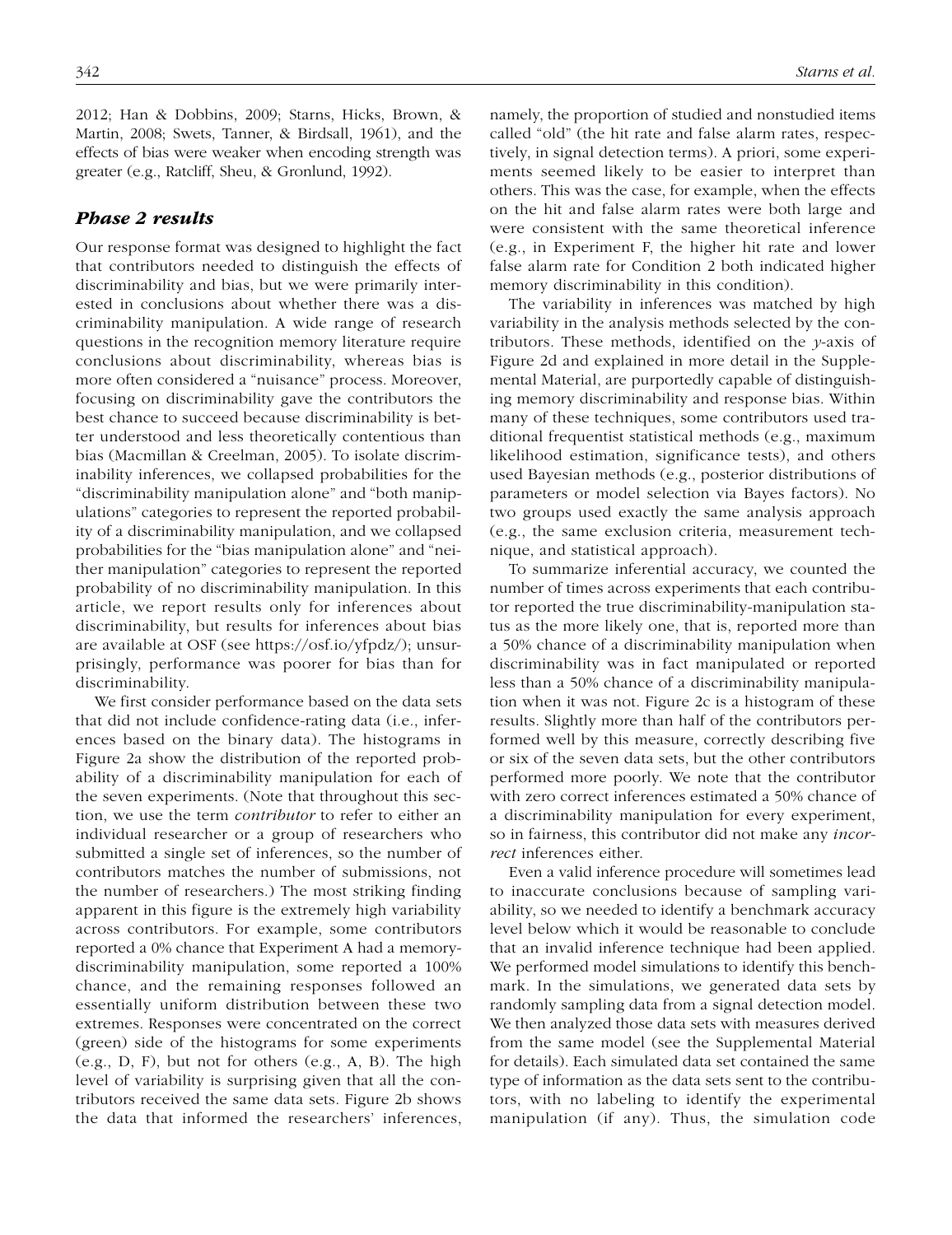2012; Han & Dobbins, 2009; Starns, Hicks, Brown, & Martin, 2008; Swets, Tanner, & Birdsall, 1961), and the effects of bias were weaker when encoding strength was greater (e.g., Ratcliff, Sheu, & Gronlund, 1992).

### *Phase 2 results*

Our response format was designed to highlight the fact that contributors needed to distinguish the effects of discriminability and bias, but we were primarily interested in conclusions about whether there was a discriminability manipulation. A wide range of research questions in the recognition memory literature require conclusions about discriminability, whereas bias is more often considered a "nuisance" process. Moreover, focusing on discriminability gave the contributors the best chance to succeed because discriminability is better understood and less theoretically contentious than bias (Macmillan & Creelman, 2005). To isolate discriminability inferences, we collapsed probabilities for the "discriminability manipulation alone" and "both manipulations" categories to represent the reported probability of a discriminability manipulation, and we collapsed probabilities for the "bias manipulation alone" and "neither manipulation" categories to represent the reported probability of no discriminability manipulation. In this article, we report results only for inferences about discriminability, but results for inferences about bias are available at OSF (see https://osf.io/yfpdz/); unsurprisingly, performance was poorer for bias than for discriminability.

We first consider performance based on the data sets that did not include confidence-rating data (i.e., inferences based on the binary data). The histograms in Figure 2a show the distribution of the reported probability of a discriminability manipulation for each of the seven experiments. (Note that throughout this section, we use the term *contributor* to refer to either an individual researcher or a group of researchers who submitted a single set of inferences, so the number of contributors matches the number of submissions, not the number of researchers.) The most striking finding apparent in this figure is the extremely high variability across contributors. For example, some contributors reported a 0% chance that Experiment A had a memory-discriminability manipulation, some reported a 100% chance, and the remaining responses followed an essentially uniform distribution between these two extremes. Responses were concentrated on the correct (green) side of the histograms for some experiments (e.g., D, F), but not for others (e.g., A, B). The high level of variability is surprising given that all the contributors received the same data sets. Figure 2b shows the data that informed the researchers' inferences, namely, the proportion of studied and nonstudied items called "old" (the hit rate and false alarm rates, respectively, in signal detection terms). A priori, some experiments seemed likely to be easier to interpret than others. This was the case, for example, when the effects on the hit and false alarm rates were both large and were consistent with the same theoretical inference (e.g., in Experiment F, the higher hit rate and lower false alarm rate for Condition 2 both indicated higher memory discriminability in this condition).

The variability in inferences was matched by high variability in the analysis methods selected by the contributors. These methods, identified on the *y*-axis of Figure 2d and explained in more detail in the Supplemental Material, are purportedly capable of distinguishing memory discriminability and response bias. Within many of these techniques, some contributors used traditional frequentist statistical methods (e.g., maximum likelihood estimation, significance tests), and others used Bayesian methods (e.g., posterior distributions of parameters or model selection via Bayes factors). No two groups used exactly the same analysis approach (e.g., the same exclusion criteria, measurement technique, and statistical approach).

To summarize inferential accuracy, we counted the number of times across experiments that each contributor reported the true discriminability-manipulation status as the more likely one, that is, reported more than a 50% chance of a discriminability manipulation when discriminability was in fact manipulated or reported less than a 50% chance of a discriminability manipulation when it was not. Figure 2c is a histogram of these results. Slightly more than half of the contributors performed well by this measure, correctly describing five or six of the seven data sets, but the other contributors performed more poorly. We note that the contributor with zero correct inferences estimated a 50% chance of a discriminability manipulation for every experiment, so in fairness, this contributor did not make any *incorrect* inferences either.

Even a valid inference procedure will sometimes lead to inaccurate conclusions because of sampling variability, so we needed to identify a benchmark accuracy level below which it would be reasonable to conclude that an invalid inference technique had been applied. We performed model simulations to identify this benchmark. In the simulations, we generated data sets by randomly sampling data from a signal detection model. We then analyzed those data sets with measures derived from the same model (see the Supplemental Material for details). Each simulated data set contained the same type of information as the data sets sent to the contributors, with no labeling to identify the experimental manipulation (if any). Thus, the simulation code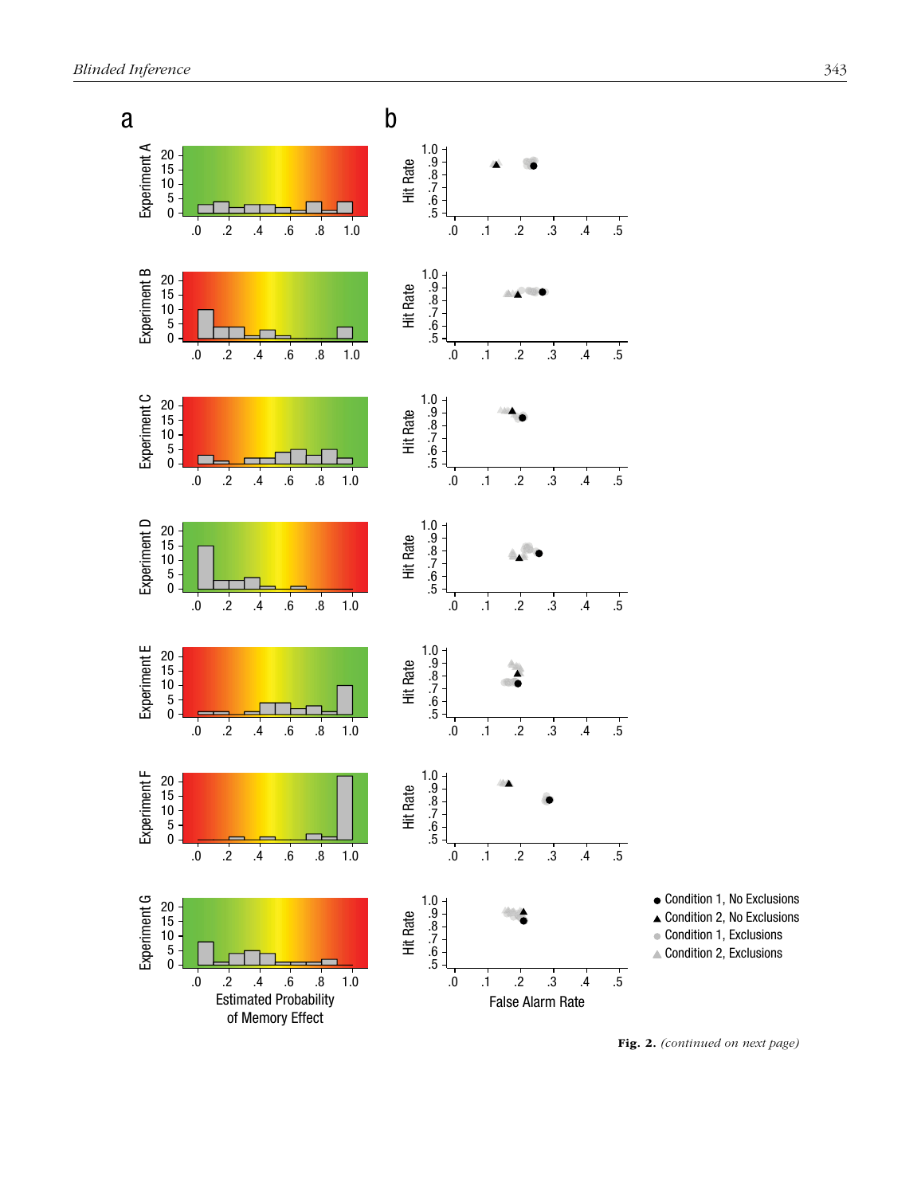Fig. 2. *(continued on next page)*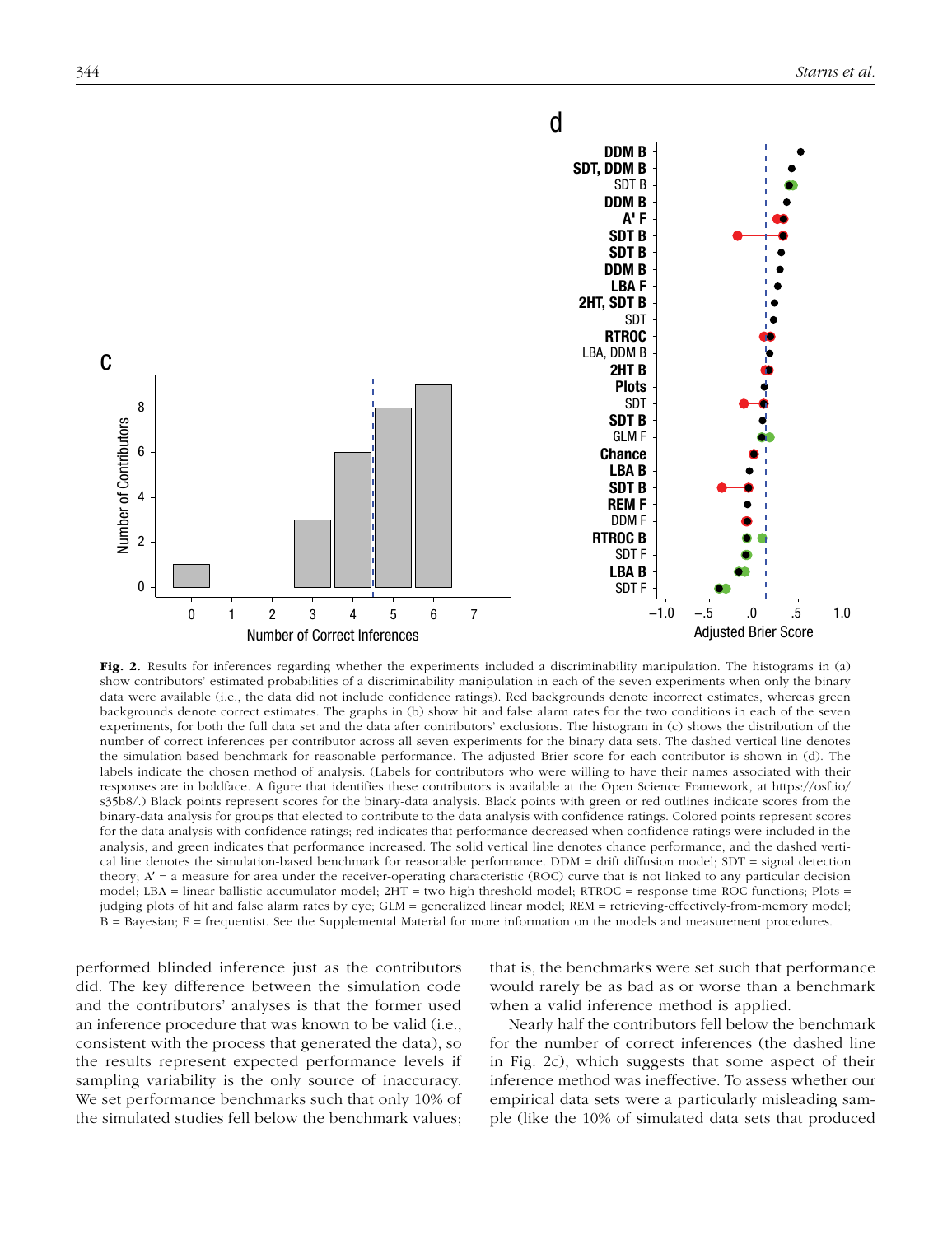c

Number of Contributors

0
2
4
6
8

0 1 2 3 4 5 6 7

Number of Correct Inferences

d

**DDM B**
**SDT, DDM B**
SDT B
**DDM B**
**A′ F**
**SDT B**
**SDT B**
**DDM B**
**LBA F**
**2HT, SDT B**
SDT
**RTROC**
LBA, DDM B
**2HT B**
**Plots**
SDT
**SDT B**
GLM F
**Chance**
**LBA B**
**SDT B**
**REM F**
DDM F
**RTROC B**
SDT F
**LBA B**
SDT F

−1.0 −.5 .0 .5 1.0

Adjusted Brier Score

**Fig. 2.** Results for inferences regarding whether the experiments included a discriminability manipulation. The histograms in (a) show contributors' estimated probabilities of a discriminability manipulation in each of the seven experiments when only the binary data were available (i.e., the data did not include confidence ratings). Red backgrounds denote incorrect estimates, whereas green backgrounds denote correct estimates. The graphs in (b) show hit and false alarm rates for the two conditions in each of the seven experiments, for both the full data set and the data after contributors' exclusions. The histogram in (c) shows the distribution of the number of correct inferences per contributor across all seven experiments for the binary data sets. The dashed vertical line denotes the simulation-based benchmark for reasonable performance. The adjusted Brier score for each contributor is shown in (d). The labels indicate the chosen method of analysis. (Labels for contributors who were willing to have their names associated with their responses are in boldface. A figure that identifies these contributors is available at the Open Science Framework, at https://osf.io/s35b8/.) Black points represent scores for the binary-data analysis. Black points with green or red outlines indicate scores from the binary-data analysis for groups that elected to contribute to the data analysis with confidence ratings. Colored points represent scores for the data analysis with confidence ratings; red indicates that performance decreased when confidence ratings were included in the analysis, and green indicates that performance increased. The solid vertical line denotes chance performance, and the dashed vertical line denotes the simulation-based benchmark for reasonable performance. DDM = drift diffusion model; SDT = signal detection theory; A′ = a measure for area under the receiver-operating characteristic (ROC) curve that is not linked to any particular decision model; LBA = linear ballistic accumulator model; 2HT = two-high-threshold model; RTROC = response time ROC functions; Plots = judging plots of hit and false alarm rates by eye; GLM = generalized linear model; REM = retrieving-effectively-from-memory model; B = Bayesian; F = frequentist. See the Supplemental Material for more information on the models and measurement procedures.

performed blinded inference just as the contributors did. The key difference between the simulation code and the contributors' analyses is that the former used an inference procedure that was known to be valid (i.e., consistent with the process that generated the data), so the results represent expected performance levels if sampling variability is the only source of inaccuracy. We set performance benchmarks such that only 10% of the simulated studies fell below the benchmark values; that is, the benchmarks were set such that performance would rarely be as bad as or worse than a benchmark when a valid inference method is applied.

Nearly half the contributors fell below the benchmark for the number of correct inferences (the dashed line in Fig. 2c), which suggests that some aspect of their inference method was ineffective. To assess whether our empirical data sets were a particularly misleading sample (like the 10% of simulated data sets that produced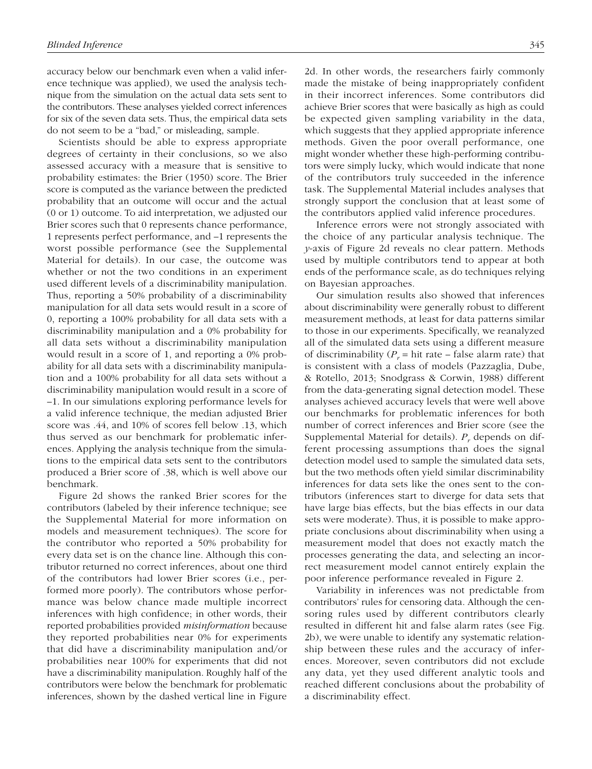accuracy below our benchmark even when a valid inference technique was applied), we used the analysis technique from the simulation on the actual data sets sent to the contributors. These analyses yielded correct inferences for six of the seven data sets. Thus, the empirical data sets do not seem to be a "bad," or misleading, sample.

Scientists should be able to express appropriate degrees of certainty in their conclusions, so we also assessed accuracy with a measure that is sensitive to probability estimates: the Brier (1950) score. The Brier score is computed as the variance between the predicted probability that an outcome will occur and the actual (0 or 1) outcome. To aid interpretation, we adjusted our Brier scores such that 0 represents chance performance, 1 represents perfect performance, and –1 represents the worst possible performance (see the Supplemental Material for details). In our case, the outcome was whether or not the two conditions in an experiment used different levels of a discriminability manipulation. Thus, reporting a 50% probability of a discriminability manipulation for all data sets would result in a score of 0, reporting a 100% probability for all data sets with a discriminability manipulation and a 0% probability for all data sets without a discriminability manipulation would result in a score of 1, and reporting a 0% probability for all data sets with a discriminability manipulation and a 100% probability for all data sets without a discriminability manipulation would result in a score of –1. In our simulations exploring performance levels for a valid inference technique, the median adjusted Brier score was .44, and 10% of scores fell below .13, which thus served as our benchmark for problematic inferences. Applying the analysis technique from the simulations to the empirical data sets sent to the contributors produced a Brier score of .38, which is well above our benchmark.

Figure 2d shows the ranked Brier scores for the contributors (labeled by their inference technique; see the Supplemental Material for more information on models and measurement techniques). The score for the contributor who reported a 50% probability for every data set is on the chance line. Although this contributor returned no correct inferences, about one third of the contributors had lower Brier scores (i.e., performed more poorly). The contributors whose performance was below chance made multiple incorrect inferences with high confidence; in other words, their reported probabilities provided *misinformation* because they reported probabilities near 0% for experiments that did have a discriminability manipulation and/or probabilities near 100% for experiments that did not have a discriminability manipulation. Roughly half of the contributors were below the benchmark for problematic inferences, shown by the dashed vertical line in Figure 2d. In other words, the researchers fairly commonly made the mistake of being inappropriately confident in their incorrect inferences. Some contributors did achieve Brier scores that were basically as high as could be expected given sampling variability in the data, which suggests that they applied appropriate inference methods. Given the poor overall performance, one might wonder whether these high-performing contributors were simply lucky, which would indicate that none of the contributors truly succeeded in the inference task. The Supplemental Material includes analyses that strongly support the conclusion that at least some of the contributors applied valid inference procedures.

Inference errors were not strongly associated with the choice of any particular analysis technique. The *y*-axis of Figure 2d reveals no clear pattern. Methods used by multiple contributors tend to appear at both ends of the performance scale, as do techniques relying on Bayesian approaches.

Our simulation results also showed that inferences about discriminability were generally robust to different measurement methods, at least for data patterns similar to those in our experiments. Specifically, we reanalyzed all of the simulated data sets using a different measure of discriminability ($P_r$ = hit rate – false alarm rate) that is consistent with a class of models (Pazzaglia, Dube, & Rotello, 2013; Snodgrass & Corwin, 1988) different from the data-generating signal detection model. These analyses achieved accuracy levels that were well above our benchmarks for problematic inferences for both number of correct inferences and Brier score (see the Supplemental Material for details). $P_r$ depends on different processing assumptions than does the signal detection model used to sample the simulated data sets, but the two methods often yield similar discriminability inferences for data sets like the ones sent to the contributors (inferences start to diverge for data sets that have large bias effects, but the bias effects in our data sets were moderate). Thus, it is possible to make appropriate conclusions about discriminability when using a measurement model that does not exactly match the processes generating the data, and selecting an incorrect measurement model cannot entirely explain the poor inference performance revealed in Figure 2.

Variability in inferences was not predictable from contributors' rules for censoring data. Although the censoring rules used by different contributors clearly resulted in different hit and false alarm rates (see Fig. 2b), we were unable to identify any systematic relationship between these rules and the accuracy of inferences. Moreover, seven contributors did not exclude any data, yet they used different analytic tools and reached different conclusions about the probability of a discriminability effect.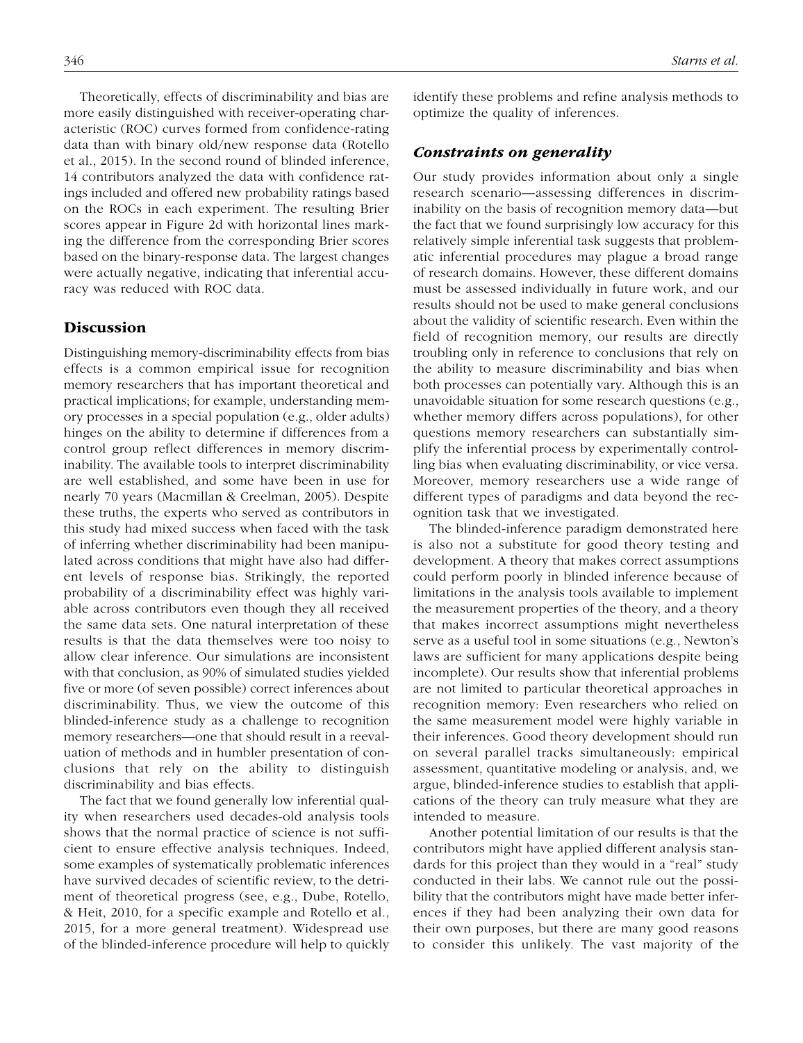Theoretically, effects of discriminability and bias are more easily distinguished with receiver-operating characteristic (ROC) curves formed from confidence-rating data than with binary old/new response data (Rotello et al., 2015). In the second round of blinded inference, 14 contributors analyzed the data with confidence ratings included and offered new probability ratings based on the ROCs in each experiment. The resulting Brier scores appear in Figure 2d with horizontal lines marking the difference from the corresponding Brier scores based on the binary-response data. The largest changes were actually negative, indicating that inferential accuracy was reduced with ROC data.

## Discussion

Distinguishing memory-discriminability effects from bias effects is a common empirical issue for recognition memory researchers that has important theoretical and practical implications; for example, understanding memory processes in a special population (e.g., older adults) hinges on the ability to determine if differences from a control group reflect differences in memory discriminability. The available tools to interpret discriminability are well established, and some have been in use for nearly 70 years (Macmillan & Creelman, 2005). Despite these truths, the experts who served as contributors in this study had mixed success when faced with the task of inferring whether discriminability had been manipulated across conditions that might have also had different levels of response bias. Strikingly, the reported probability of a discriminability effect was highly variable across contributors even though they all received the same data sets. One natural interpretation of these results is that the data themselves were too noisy to allow clear inference. Our simulations are inconsistent with that conclusion, as 90% of simulated studies yielded five or more (of seven possible) correct inferences about discriminability. Thus, we view the outcome of this blinded-inference study as a challenge to recognition memory researchers—one that should result in a reevaluation of methods and in humbler presentation of conclusions that rely on the ability to distinguish discriminability and bias effects.

The fact that we found generally low inferential quality when researchers used decades-old analysis tools shows that the normal practice of science is not sufficient to ensure effective analysis techniques. Indeed, some examples of systematically problematic inferences have survived decades of scientific review, to the detriment of theoretical progress (see, e.g., Dube, Rotello, & Heit, 2010, for a specific example and Rotello et al., 2015, for a more general treatment). Widespread use of the blinded-inference procedure will help to quickly identify these problems and refine analysis methods to optimize the quality of inferences.

### *Constraints on generality*

Our study provides information about only a single research scenario—assessing differences in discriminability on the basis of recognition memory data—but the fact that we found surprisingly low accuracy for this relatively simple inferential task suggests that problematic inferential procedures may plague a broad range of research domains. However, these different domains must be assessed individually in future work, and our results should not be used to make general conclusions about the validity of scientific research. Even within the field of recognition memory, our results are directly troubling only in reference to conclusions that rely on the ability to measure discriminability and bias when both processes can potentially vary. Although this is an unavoidable situation for some research questions (e.g., whether memory differs across populations), for other questions memory researchers can substantially simplify the inferential process by experimentally controlling bias when evaluating discriminability, or vice versa. Moreover, memory researchers use a wide range of different types of paradigms and data beyond the recognition task that we investigated.

The blinded-inference paradigm demonstrated here is also not a substitute for good theory testing and development. A theory that makes correct assumptions could perform poorly in blinded inference because of limitations in the analysis tools available to implement the measurement properties of the theory, and a theory that makes incorrect assumptions might nevertheless serve as a useful tool in some situations (e.g., Newton's laws are sufficient for many applications despite being incomplete). Our results show that inferential problems are not limited to particular theoretical approaches in recognition memory: Even researchers who relied on the same measurement model were highly variable in their inferences. Good theory development should run on several parallel tracks simultaneously: empirical assessment, quantitative modeling or analysis, and, we argue, blinded-inference studies to establish that applications of the theory can truly measure what they are intended to measure.

Another potential limitation of our results is that the contributors might have applied different analysis standards for this project than they would in a "real" study conducted in their labs. We cannot rule out the possibility that the contributors might have made better inferences if they had been analyzing their own data for their own purposes, but there are many good reasons to consider this unlikely. The vast majority of the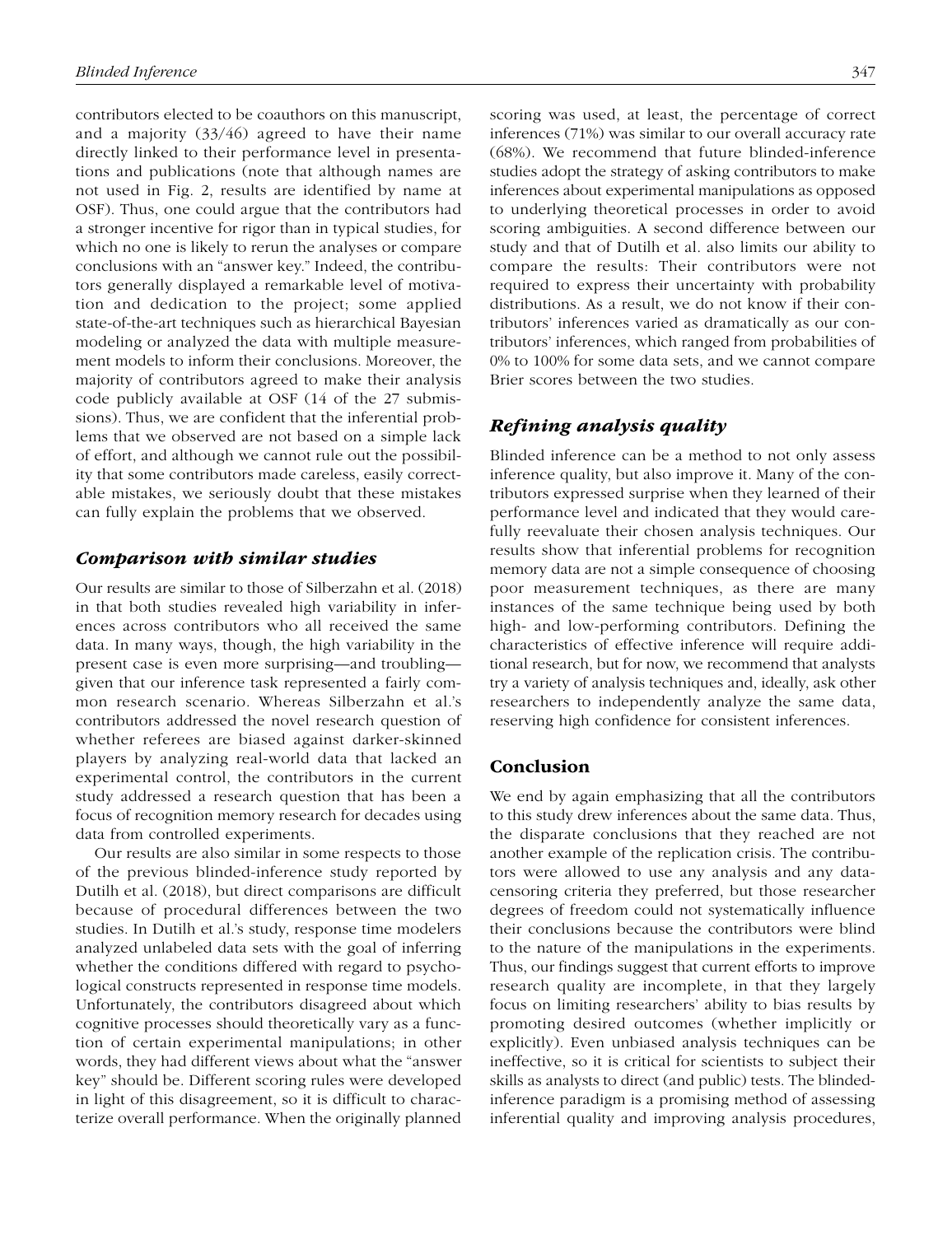contributors elected to be coauthors on this manuscript, and a majority (33/46) agreed to have their name directly linked to their performance level in presentations and publications (note that although names are not used in Fig. 2, results are identified by name at OSF). Thus, one could argue that the contributors had a stronger incentive for rigor than in typical studies, for which no one is likely to rerun the analyses or compare conclusions with an "answer key." Indeed, the contributors generally displayed a remarkable level of motivation and dedication to the project; some applied state-of-the-art techniques such as hierarchical Bayesian modeling or analyzed the data with multiple measurement models to inform their conclusions. Moreover, the majority of contributors agreed to make their analysis code publicly available at OSF (14 of the 27 submissions). Thus, we are confident that the inferential problems that we observed are not based on a simple lack of effort, and although we cannot rule out the possibility that some contributors made careless, easily correctable mistakes, we seriously doubt that these mistakes can fully explain the problems that we observed.

## *Comparison with similar studies*

Our results are similar to those of Silberzahn et al. (2018) in that both studies revealed high variability in inferences across contributors who all received the same data. In many ways, though, the high variability in the present case is even more surprising—and troubling—given that our inference task represented a fairly common research scenario. Whereas Silberzahn et al.'s contributors addressed the novel research question of whether referees are biased against darker-skinned players by analyzing real-world data that lacked an experimental control, the contributors in the current study addressed a research question that has been a focus of recognition memory research for decades using data from controlled experiments.

Our results are also similar in some respects to those of the previous blinded-inference study reported by Dutilh et al. (2018), but direct comparisons are difficult because of procedural differences between the two studies. In Dutilh et al.'s study, response time modelers analyzed unlabeled data sets with the goal of inferring whether the conditions differed with regard to psychological constructs represented in response time models. Unfortunately, the contributors disagreed about which cognitive processes should theoretically vary as a function of certain experimental manipulations; in other words, they had different views about what the "answer key" should be. Different scoring rules were developed in light of this disagreement, so it is difficult to characterize overall performance. When the originally planned scoring was used, at least, the percentage of correct inferences (71%) was similar to our overall accuracy rate (68%). We recommend that future blinded-inference studies adopt the strategy of asking contributors to make inferences about experimental manipulations as opposed to underlying theoretical processes in order to avoid scoring ambiguities. A second difference between our study and that of Dutilh et al. also limits our ability to compare the results: Their contributors were not required to express their uncertainty with probability distributions. As a result, we do not know if their contributors' inferences varied as dramatically as our contributors' inferences, which ranged from probabilities of 0% to 100% for some data sets, and we cannot compare Brier scores between the two studies.

## *Refining analysis quality*

Blinded inference can be a method to not only assess inference quality, but also improve it. Many of the contributors expressed surprise when they learned of their performance level and indicated that they would carefully reevaluate their chosen analysis techniques. Our results show that inferential problems for recognition memory data are not a simple consequence of choosing poor measurement techniques, as there are many instances of the same technique being used by both high- and low-performing contributors. Defining the characteristics of effective inference will require additional research, but for now, we recommend that analysts try a variety of analysis techniques and, ideally, ask other researchers to independently analyze the same data, reserving high confidence for consistent inferences.

# Conclusion

We end by again emphasizing that all the contributors to this study drew inferences about the same data. Thus, the disparate conclusions that they reached are not another example of the replication crisis. The contributors were allowed to use any analysis and any data-censoring criteria they preferred, but those researcher degrees of freedom could not systematically influence their conclusions because the contributors were blind to the nature of the manipulations in the experiments. Thus, our findings suggest that current efforts to improve research quality are incomplete, in that they largely focus on limiting researchers' ability to bias results by promoting desired outcomes (whether implicitly or explicitly). Even unbiased analysis techniques can be ineffective, so it is critical for scientists to subject their skills as analysts to direct (and public) tests. The blinded-inference paradigm is a promising method of assessing inferential quality and improving analysis procedures,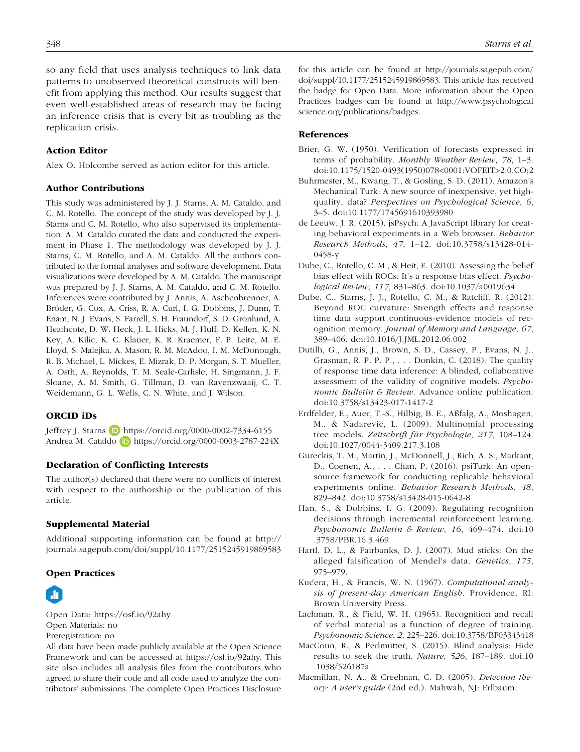so any field that uses analysis techniques to link data patterns to unobserved theoretical constructs will benefit from applying this method. Our results suggest that even well-established areas of research may be facing an inference crisis that is every bit as troubling as the replication crisis.

### Action Editor

Alex O. Holcombe served as action editor for this article.

### Author Contributions

This study was administered by J. J. Starns, A. M. Cataldo, and C. M. Rotello. The concept of the study was developed by J. J. Starns and C. M. Rotello, who also supervised its implementation. A. M. Cataldo curated the data and conducted the experiment in Phase 1. The methodology was developed by J. J. Starns, C. M. Rotello, and A. M. Cataldo. All the authors contributed to the formal analyses and software development. Data visualizations were developed by A. M. Cataldo. The manuscript was prepared by J. J. Starns, A. M. Cataldo, and C. M. Rotello. Inferences were contributed by J. Annis, A. Aschenbrenner, A. Bröder, G. Cox, A. Criss, R. A. Curl, I. G. Dobbins, J. Dunn, T. Enam, N. J. Evans, S. Farrell, S. H. Fraundorf, S. D. Gronlund, A. Heathcote, D. W. Heck, J. L. Hicks, M. J. Huff, D. Kellen, K. N. Key, A. Kilic, K. C. Klauer, K. R. Kraemer, F. P. Leite, M. E. Lloyd, S. Malejka, A. Mason, R. M. McAdoo, I. M. McDonough, R. B. Michael, L. Mickes, E. Mizrak, D. P. Morgan, S. T. Mueller, A. Osth, A. Reynolds, T. M. Seale-Carlisle, H. Singmann, J. F. Sloane, A. M. Smith, G. Tillman, D. van Ravenzwaaij, C. T. Weidemann, G. L. Wells, C. N. White, and J. Wilson.

### ORCID iDs

Jeffrey J. Starns https://orcid.org/0000-0002-7334-6155
Andrea M. Cataldo https://orcid.org/0000-0003-2787-224X

### Declaration of Conflicting Interests

The author(s) declared that there were no conflicts of interest with respect to the authorship or the publication of this article.

### Supplemental Material

Additional supporting information can be found at http://journals.sagepub.com/doi/suppl/10.1177/2515245919869583

### Open Practices

Open Data: https://osf.io/92ahy
Open Materials: no
Preregistration: no

All data have been made publicly available at the Open Science Framework and can be accessed at https://osf.io/92ahy. This site also includes all analysis files from the contributors who agreed to share their code and all code used to analyze the contributors' submissions. The complete Open Practices Disclosure for this article can be found at http://journals.sagepub.com/doi/suppl/10.1177/2515245919869583. This article has received the badge for Open Data. More information about the Open Practices badges can be found at http://www.psychologicalscience.org/publications/badges.

### References

Brier, G. W. (1950). Verification of forecasts expressed in terms of probability. *Monthly Weather Review*, *78*, 1–3. doi:10.1175/1520-0493(1950)078<0001:VOFEIT>2.0.CO;2

Buhrmester, M., Kwang, T., & Gosling, S. D. (2011). Amazon's Mechanical Turk: A new source of inexpensive, yet high-quality, data? *Perspectives on Psychological Science*, *6*, 3–5. doi:10.1177/1745691610393980

de Leeuw, J. R. (2015). jsPsych: A JavaScript library for creating behavioral experiments in a Web browser. *Behavior Research Methods*, *47*, 1–12. doi:10.3758/s13428-014-0458-y

Dube, C., Rotello, C. M., & Heit, E. (2010). Assessing the belief bias effect with ROCs: It's a response bias effect. *Psychological Review*, *117*, 831–863. doi:10.1037/a0019634

Dube, C., Starns, J. J., Rotello, C. M., & Ratcliff, R. (2012). Beyond ROC curvature: Strength effects and response time data support continuous-evidence models of recognition memory. *Journal of Memory and Language*, *67*, 389–406. doi:10.1016/J.JML.2012.06.002

Dutilh, G., Annis, J., Brown, S. D., Cassey, P., Evans, N. J., Grasman, R. P. P. P., . . . Donkin, C. (2018). The quality of response time data inference: A blinded, collaborative assessment of the validity of cognitive models. *Psychonomic Bulletin & Review*. Advance online publication. doi:10.3758/s13423-017-1417-2

Erdfelder, E., Auer, T.-S., Hilbig, B. E., Aßfalg, A., Moshagen, M., & Nadarevic, L. (2009). Multinomial processing tree models. *Zeitschrift für Psychologie*, *217*, 108–124. doi:10.1027/0044-3409.217.3.108

Gureckis, T. M., Martin, J., McDonnell, J., Rich, A. S., Markant, D., Coenen, A., . . . Chan, P. (2016). psiTurk: An open-source framework for conducting replicable behavioral experiments online. *Behavior Research Methods*, *48*, 829–842. doi:10.3758/s13428-015-0642-8

Han, S., & Dobbins, I. G. (2009). Regulating recognition decisions through incremental reinforcement learning. *Psychonomic Bulletin & Review*, *16*, 469–474. doi:10.3758/PBR.16.3.469

Hartl, D. L., & Fairbanks, D. J. (2007). Mud sticks: On the alleged falsification of Mendel's data. *Genetics*, *175*, 975–979.

Kućera, H., & Francis, W. N. (1967). *Computational analysis of present-day American English*. Providence, RI: Brown University Press.

Lachman, R., & Field, W. H. (1965). Recognition and recall of verbal material as a function of degree of training. *Psychonomic Science*, *2*, 225–226. doi:10.3758/BF03343418

MacCoun, R., & Perlmutter, S. (2015). Blind analysis: Hide results to seek the truth. *Nature*, *526*, 187–189. doi:10.1038/526187a

Macmillan, N. A., & Creelman, C. D. (2005). *Detection theory: A user's guide* (2nd ed.). Mahwah, NJ: Erlbaum.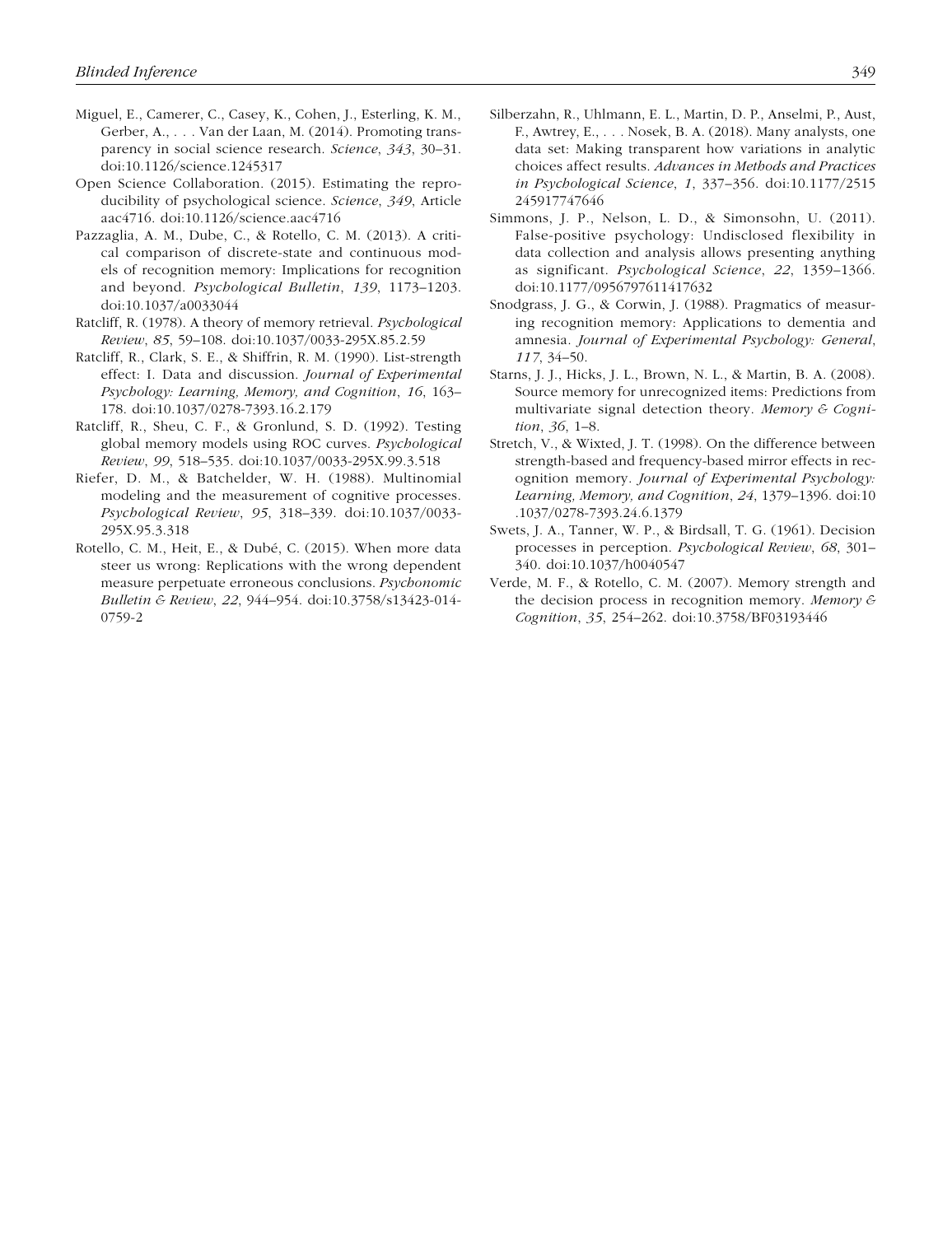Miguel, E., Camerer, C., Casey, K., Cohen, J., Esterling, K. M., Gerber, A., . . . Van der Laan, M. (2014). Promoting transparency in social science research. *Science*, *343*, 30–31. doi:10.1126/science.1245317

Open Science Collaboration. (2015). Estimating the reproducibility of psychological science. *Science*, *349*, Article aac4716. doi:10.1126/science.aac4716

Pazzaglia, A. M., Dube, C., & Rotello, C. M. (2013). A critical comparison of discrete-state and continuous models of recognition memory: Implications for recognition and beyond. *Psychological Bulletin*, *139*, 1173–1203. doi:10.1037/a0033044

Ratcliff, R. (1978). A theory of memory retrieval. *Psychological Review*, *85*, 59–108. doi:10.1037/0033-295X.85.2.59

Ratcliff, R., Clark, S. E., & Shiffrin, R. M. (1990). List-strength effect: I. Data and discussion. *Journal of Experimental Psychology: Learning, Memory, and Cognition*, *16*, 163–178. doi:10.1037/0278-7393.16.2.179

Ratcliff, R., Sheu, C. F., & Gronlund, S. D. (1992). Testing global memory models using ROC curves. *Psychological Review*, *99*, 518–535. doi:10.1037/0033-295X.99.3.518

Riefer, D. M., & Batchelder, W. H. (1988). Multinomial modeling and the measurement of cognitive processes. *Psychological Review*, *95*, 318–339. doi:10.1037/0033-295X.95.3.318

Rotello, C. M., Heit, E., & Dubé, C. (2015). When more data steer us wrong: Replications with the wrong dependent measure perpetuate erroneous conclusions. *Psychonomic Bulletin & Review*, *22*, 944–954. doi:10.3758/s13423-014-0759-2

Silberzahn, R., Uhlmann, E. L., Martin, D. P., Anselmi, P., Aust, F., Awtrey, E., . . . Nosek, B. A. (2018). Many analysts, one data set: Making transparent how variations in analytic choices affect results. *Advances in Methods and Practices in Psychological Science*, *1*, 337–356. doi:10.1177/2515245917747646

Simmons, J. P., Nelson, L. D., & Simonsohn, U. (2011). False-positive psychology: Undisclosed flexibility in data collection and analysis allows presenting anything as significant. *Psychological Science*, *22*, 1359–1366. doi:10.1177/0956797611417632

Snodgrass, J. G., & Corwin, J. (1988). Pragmatics of measuring recognition memory: Applications to dementia and amnesia. *Journal of Experimental Psychology: General*, *117*, 34–50.

Starns, J. J., Hicks, J. L., Brown, N. L., & Martin, B. A. (2008). Source memory for unrecognized items: Predictions from multivariate signal detection theory. *Memory & Cognition*, *36*, 1–8.

Stretch, V., & Wixted, J. T. (1998). On the difference between strength-based and frequency-based mirror effects in recognition memory. *Journal of Experimental Psychology: Learning, Memory, and Cognition*, *24*, 1379–1396. doi:10.1037/0278-7393.24.6.1379

Swets, J. A., Tanner, W. P., & Birdsall, T. G. (1961). Decision processes in perception. *Psychological Review*, *68*, 301–340. doi:10.1037/h0040547

Verde, M. F., & Rotello, C. M. (2007). Memory strength and the decision process in recognition memory. *Memory & Cognition*, *35*, 254–262. doi:10.3758/BF03193446